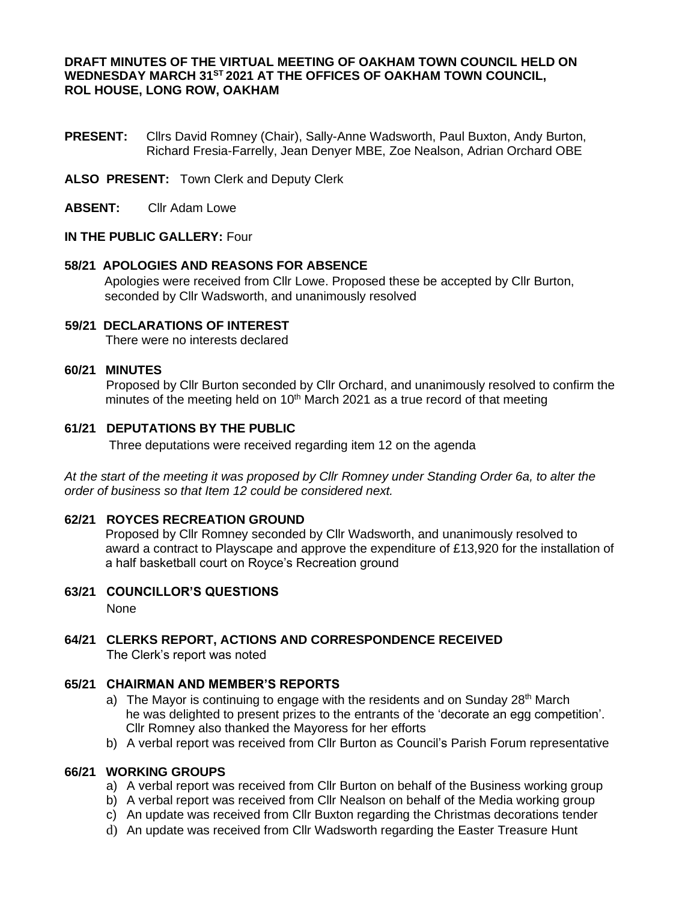**DRAFT MINUTES OF THE VIRTUAL MEETING OF OAKHAM TOWN COUNCIL HELD ON WEDNESDAY MARCH 31ST 2021 AT THE OFFICES OF OAKHAM TOWN COUNCIL, ROL HOUSE, LONG ROW, OAKHAM**

**PRESENT:** Cllrs David Romney (Chair), Sally-Anne Wadsworth, Paul Buxton, Andy Burton, Richard Fresia-Farrelly, Jean Denyer MBE, Zoe Nealson, Adrian Orchard OBE

**ALSO PRESENT:** Town Clerk and Deputy Clerk

**ABSENT:** Cllr Adam Lowe

**IN THE PUBLIC GALLERY:** Four

**58/21 APOLOGIES AND REASONS FOR ABSENCE**

Apologies were received from Cllr Lowe. Proposed these be accepted by Cllr Burton, seconded by Cllr Wadsworth, and unanimously resolved

**59/21 DECLARATIONS OF INTEREST**

There were no interests declared

**60/21 MINUTES**

Proposed by Cllr Burton seconded by Cllr Orchard, and unanimously resolved to confirm the minutes of the meeting held on 10th March 2021 as a true record of that meeting

**61/21 DEPUTATIONS BY THE PUBLIC**

Three deputations were received regarding item 12 on the agenda

*At the start of the meeting it was proposed by Cllr Romney under Standing Order 6a, to alter the order of business so that Item 12 could be considered next.*

**62/21 ROYCES RECREATION GROUND**

Proposed by Cllr Romney seconded by Cllr Wadsworth, and unanimously resolved to award a contract to Playscape and approve the expenditure of £13,920 for the installation of a half basketball court on Royce's Recreation ground

**63/21 COUNCILLOR'S QUESTIONS**

None

**64/21 CLERKS REPORT, ACTIONS AND CORRESPONDENCE RECEIVED**

The Clerk's report was noted

**65/21 CHAIRMAN AND MEMBER'S REPORTS**

a) The Mayor is continuing to engage with the residents and on Sunday 28th March he was delighted to present prizes to the entrants of the 'decorate an egg competition'. Cllr Romney also thanked the Mayoress for her efforts
b) A verbal report was received from Cllr Burton as Council's Parish Forum representative

**66/21 WORKING GROUPS**

a) A verbal report was received from Cllr Burton on behalf of the Business working group
b) A verbal report was received from Cllr Nealson on behalf of the Media working group
c) An update was received from Cllr Buxton regarding the Christmas decorations tender
d) An update was received from Cllr Wadsworth regarding the Easter Treasure Hunt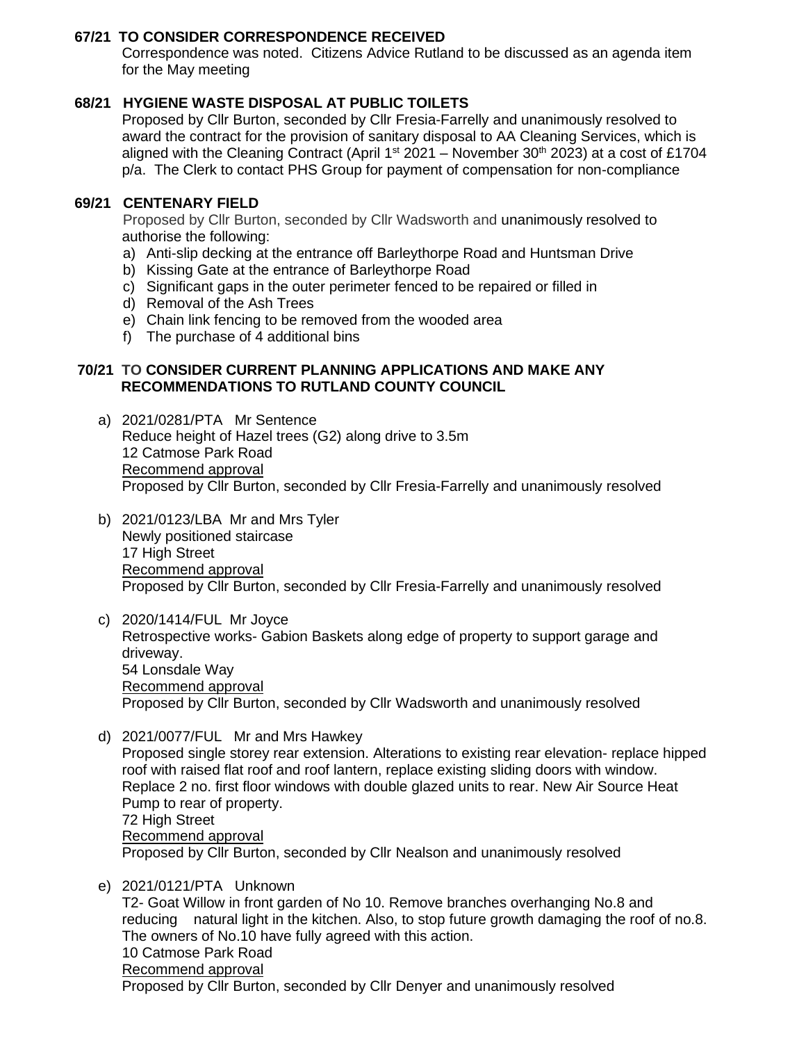## 67/21 TO CONSIDER CORRESPONDENCE RECEIVED

Correspondence was noted. Citizens Advice Rutland to be discussed as an agenda item for the May meeting

## 68/21 HYGIENE WASTE DISPOSAL AT PUBLIC TOILETS

Proposed by Cllr Burton, seconded by Cllr Fresia-Farrelly and unanimously resolved to award the contract for the provision of sanitary disposal to AA Cleaning Services, which is aligned with the Cleaning Contract (April 1st 2021 – November 30th 2023) at a cost of £1704 p/a. The Clerk to contact PHS Group for payment of compensation for non-compliance

## 69/21 CENTENARY FIELD

Proposed by Cllr Burton, seconded by Cllr Wadsworth and unanimously resolved to authorise the following:

a) Anti-slip decking at the entrance off Barleythorpe Road and Huntsman Drive
b) Kissing Gate at the entrance of Barleythorpe Road
c) Significant gaps in the outer perimeter fenced to be repaired or filled in
d) Removal of the Ash Trees
e) Chain link fencing to be removed from the wooded area
f) The purchase of 4 additional bins

## 70/21 TO CONSIDER CURRENT PLANNING APPLICATIONS AND MAKE ANY RECOMMENDATIONS TO RUTLAND COUNTY COUNCIL

a) 2021/0281/PTA Mr Sentence
Reduce height of Hazel trees (G2) along drive to 3.5m
12 Catmose Park Road
Recommend approval
Proposed by Cllr Burton, seconded by Cllr Fresia-Farrelly and unanimously resolved

b) 2021/0123/LBA Mr and Mrs Tyler
Newly positioned staircase
17 High Street
Recommend approval
Proposed by Cllr Burton, seconded by Cllr Fresia-Farrelly and unanimously resolved

c) 2020/1414/FUL Mr Joyce
Retrospective works- Gabion Baskets along edge of property to support garage and driveway.
54 Lonsdale Way
Recommend approval
Proposed by Cllr Burton, seconded by Cllr Wadsworth and unanimously resolved

d) 2021/0077/FUL Mr and Mrs Hawkey
Proposed single storey rear extension. Alterations to existing rear elevation- replace hipped roof with raised flat roof and roof lantern, replace existing sliding doors with window. Replace 2 no. first floor windows with double glazed units to rear. New Air Source Heat Pump to rear of property.
72 High Street
Recommend approval
Proposed by Cllr Burton, seconded by Cllr Nealson and unanimously resolved

e) 2021/0121/PTA Unknown
T2- Goat Willow in front garden of No 10. Remove branches overhanging No.8 and reducing natural light in the kitchen. Also, to stop future growth damaging the roof of no.8. The owners of No.10 have fully agreed with this action.
10 Catmose Park Road
Recommend approval
Proposed by Cllr Burton, seconded by Cllr Denyer and unanimously resolved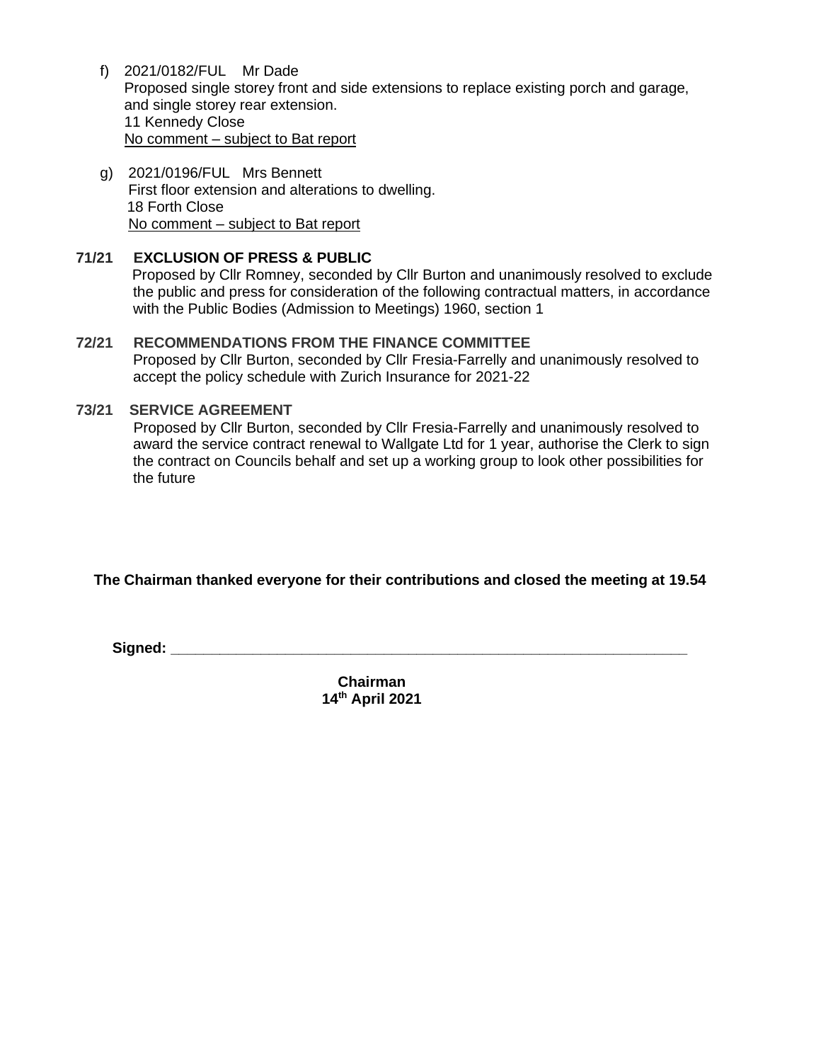f) 2021/0182/FUL Mr Dade
   Proposed single storey front and side extensions to replace existing porch and garage, and single storey rear extension.
   11 Kennedy Close
   No comment – subject to Bat report

g) 2021/0196/FUL Mrs Bennett
   First floor extension and alterations to dwelling.
   18 Forth Close
   No comment – subject to Bat report

**71/21 EXCLUSION OF PRESS & PUBLIC**

Proposed by Cllr Romney, seconded by Cllr Burton and unanimously resolved to exclude the public and press for consideration of the following contractual matters, in accordance with the Public Bodies (Admission to Meetings) 1960, section 1

**72/21 RECOMMENDATIONS FROM THE FINANCE COMMITTEE**

Proposed by Cllr Burton, seconded by Cllr Fresia-Farrelly and unanimously resolved to accept the policy schedule with Zurich Insurance for 2021-22

**73/21 SERVICE AGREEMENT**

Proposed by Cllr Burton, seconded by Cllr Fresia-Farrelly and unanimously resolved to award the service contract renewal to Wallgate Ltd for 1 year, authorise the Clerk to sign the contract on Councils behalf and set up a working group to look other possibilities for the future

**The Chairman thanked everyone for their contributions and closed the meeting at 19.54**

**Signed: \_\_\_\_\_\_\_\_\_\_\_\_\_\_\_\_\_\_\_\_\_\_\_\_\_\_\_\_\_\_\_\_\_\_\_\_\_\_\_\_\_\_\_\_\_\_\_\_\_\_\_\_\_\_\_\_\_\_\_\_\_\_\_\_**

**Chairman**
**14th April 2021**